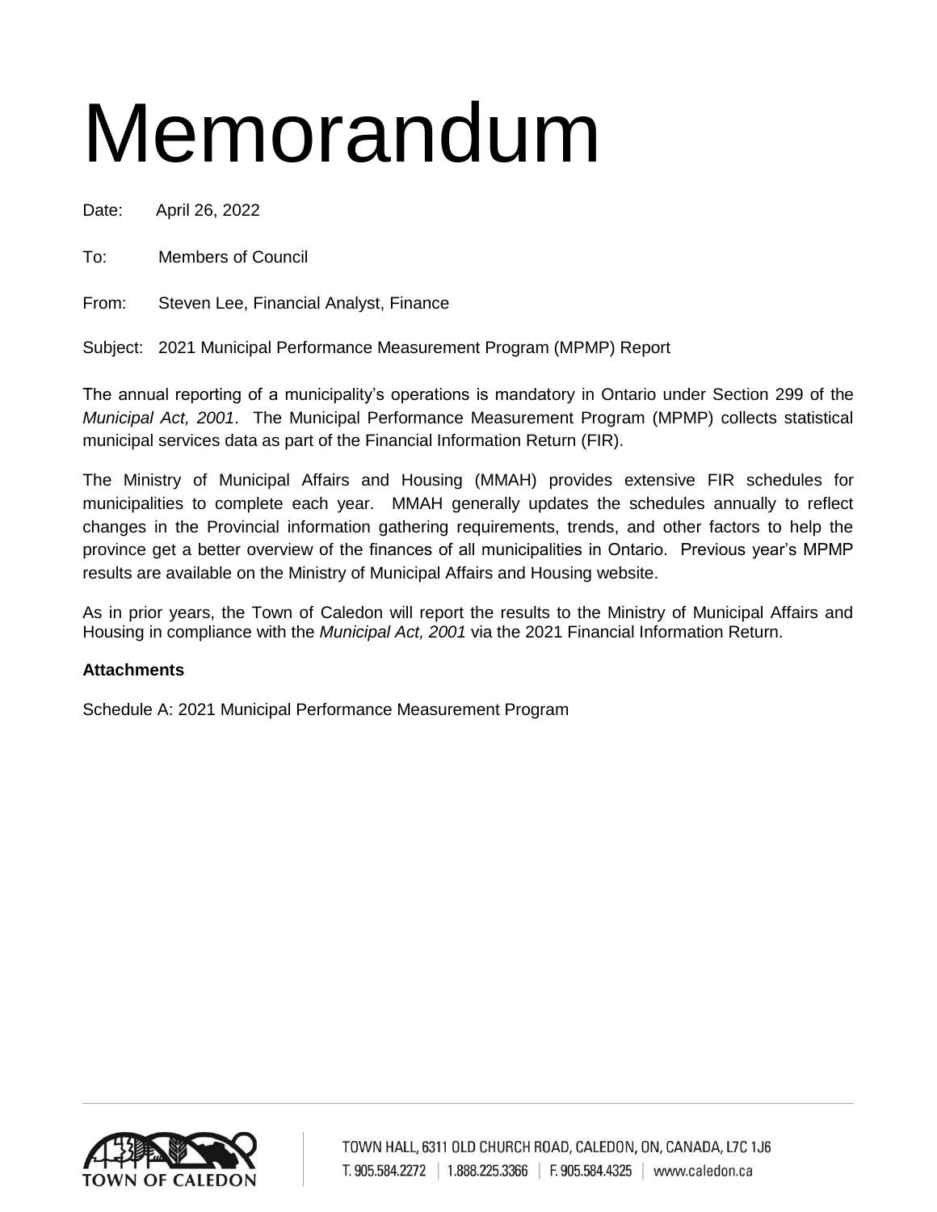# Memorandum

Date: April 26, 2022

To: Members of Council

From: Steven Lee, Financial Analyst, Finance

Subject: 2021 Municipal Performance Measurement Program (MPMP) Report

The annual reporting of a municipality's operations is mandatory in Ontario under Section 299 of the *Municipal Act, 2001*. The Municipal Performance Measurement Program (MPMP) collects statistical municipal services data as part of the Financial Information Return (FIR).

The Ministry of Municipal Affairs and Housing (MMAH) provides extensive FIR schedules for municipalities to complete each year. MMAH generally updates the schedules annually to reflect changes in the Provincial information gathering requirements, trends, and other factors to help the province get a better overview of the finances of all municipalities in Ontario. Previous year's MPMP results are available on the Ministry of Municipal Affairs and Housing website.

As in prior years, the Town of Caledon will report the results to the Ministry of Municipal Affairs and Housing in compliance with the *Municipal Act, 2001* via the 2021 Financial Information Return.

**Attachments**

Schedule A: 2021 Municipal Performance Measurement Program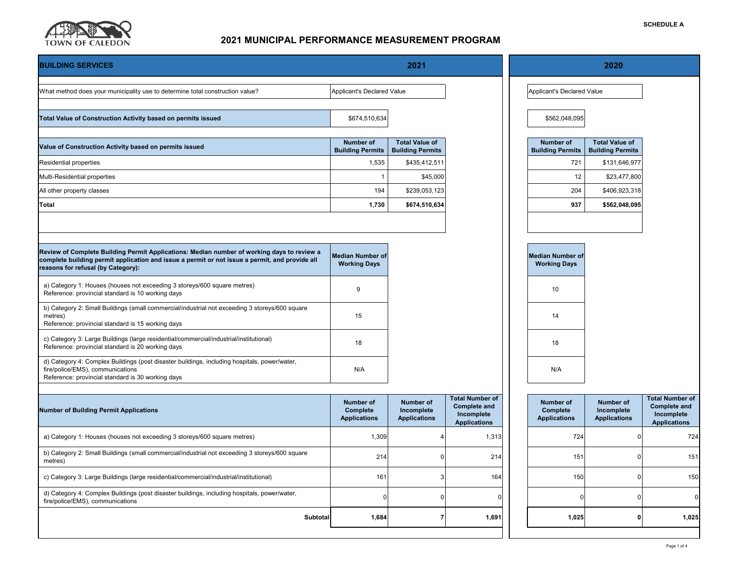SCHEDULE A

TOWN OF CALEDON

# 2021 MUNICIPAL PERFORMANCE MEASUREMENT PROGRAM

## BUILDING SERVICES

| | 2021 | 2020 |
|---|---|---|
| What method does your municipality use to determine total construction value? | Applicant's Declared Value | Applicant's Declared Value |
| **Total Value of Construction Activity based on permits issued** | $674,510,634 | $562,048,095 |

| Value of Construction Activity based on permits issued | 2021 Number of Building Permits | 2021 Total Value of Building Permits | 2020 Number of Building Permits | 2020 Total Value of Building Permits |
|---|---|---|---|---|
| Residential properties | 1,535 | $435,412,511 | 721 | $131,646,977 |
| Multi-Residential properties | 1 | $45,000 | 12 | $23,477,800 |
| All other property classes | 194 | $239,053,123 | 204 | $406,923,318 |
| **Total** | **1,730** | **$674,510,634** | **937** | **$562,048,095** |

| Review of Complete Building Permit Applications: Median number of working days to review a complete building permit application and issue a permit or not issue a permit, and provide all reasons for refusal (by Category): | 2021 Median Number of Working Days | 2020 Median Number of Working Days |
|---|---|---|
| a) Category 1: Houses (houses not exceeding 3 storeys/600 square metres) Reference: provincial standard is 10 working days | 9 | 10 |
| b) Category 2: Small Buildings (small commercial/industrial not exceeding 3 storeys/600 square metres) Reference: provincial standard is 15 working days | 15 | 14 |
| c) Category 3: Large Buildings (large residential/commercial/industrial/institutional) Reference: provincial standard is 20 working days | 18 | 18 |
| d) Category 4: Complex Buildings (post disaster buildings, including hospitals, power/water, fire/police/EMS), communications Reference: provincial standard is 30 working days | N/A | N/A |

| Number of Building Permit Applications | 2021 Number of Complete Applications | 2021 Number of Incomplete Applications | 2021 Total Number of Complete and Incomplete Applications | 2020 Number of Complete Applications | 2020 Number of Incomplete Applications | 2020 Total Number of Complete and Incomplete Applications |
|---|---|---|---|---|---|---|
| a) Category 1: Houses (houses not exceeding 3 storeys/600 square metres) | 1,309 | 4 | 1,313 | 724 | 0 | 724 |
| b) Category 2: Small Buildings (small commercial/industrial not exceeding 3 storeys/600 square metres) | 214 | 0 | 214 | 151 | 0 | 151 |
| c) Category 3: Large Buildings (large residential/commercial/industrial/institutional) | 161 | 3 | 164 | 150 | 0 | 150 |
| d) Category 4: Complex Buildings (post disaster buildings, including hospitals, power/water, fire/police/EMS), communications | 0 | 0 | 0 | 0 | 0 | 0 |
| **Subtotal** | **1,684** | **7** | **1,691** | **1,025** | **0** | **1,025** |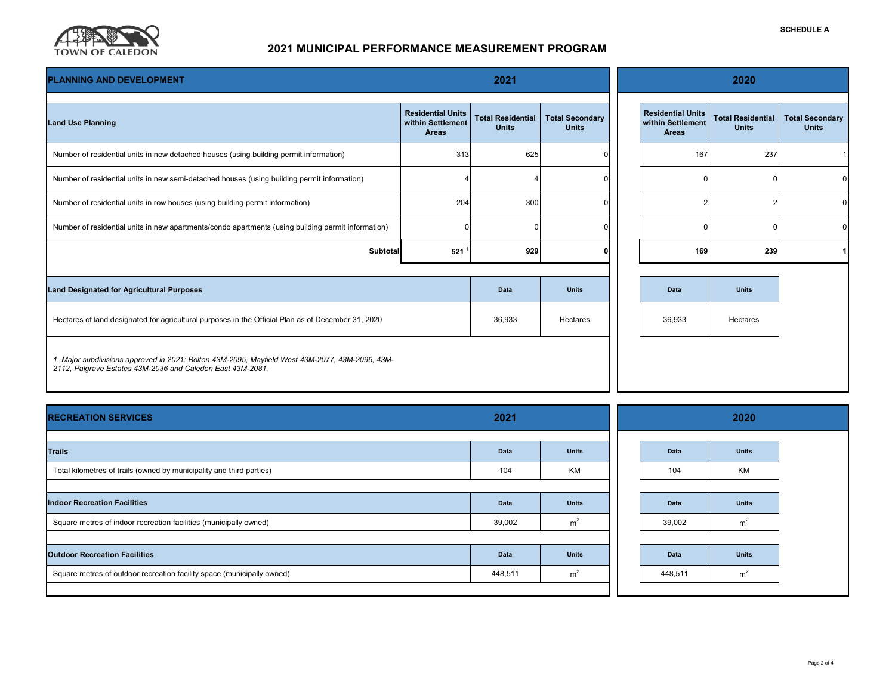SCHEDULE A

# 2021 MUNICIPAL PERFORMANCE MEASUREMENT PROGRAM

## PLANNING AND DEVELOPMENT

| Land Use Planning | 2021 Residential Units within Settlement Areas | 2021 Total Residential Units | 2021 Total Secondary Units | 2020 Residential Units within Settlement Areas | 2020 Total Residential Units | 2020 Total Secondary Units |
|---|---|---|---|---|---|---|
| Number of residential units in new detached houses (using building permit information) | 313 | 625 | 0 | 167 | 237 | 1 |
| Number of residential units in new semi-detached houses (using building permit information) | 4 | 4 | 0 | 0 | 0 | 0 |
| Number of residential units in row houses (using building permit information) | 204 | 300 | 0 | 2 | 2 | 0 |
| Number of residential units in new apartments/condo apartments (using building permit information) | 0 | 0 | 0 | 0 | 0 | 0 |
| **Subtotal** | **521** [1] | **929** | **0** | **169** | **239** | **1** |

| Land Designated for Agricultural Purposes | 2021 Data | 2021 Units | 2020 Data | 2020 Units |
|---|---|---|---|---|
| Hectares of land designated for agricultural purposes in the Official Plan as of December 31, 2020 | 36,933 | Hectares | 36,933 | Hectares |

*1. Major subdivisions approved in 2021: Bolton 43M-2095, Mayfield West 43M-2077, 43M-2096, 43M-2112, Palgrave Estates 43M-2036 and Caledon East 43M-2081.*

## RECREATION SERVICES

| Trails | 2021 Data | 2021 Units | 2020 Data | 2020 Units |
|---|---|---|---|---|
| Total kilometres of trails (owned by municipality and third parties) | 104 | KM | 104 | KM |

| Indoor Recreation Facilities | 2021 Data | 2021 Units | 2020 Data | 2020 Units |
|---|---|---|---|---|
| Square metres of indoor recreation facilities (municipally owned) | 39,002 | $m^2$ | 39,002 | $m^2$ |

| Outdoor Recreation Facilities | 2021 Data | 2021 Units | 2020 Data | 2020 Units |
|---|---|---|---|---|
| Square metres of outdoor recreation facility space (municipally owned) | 448,511 | $m^2$ | 448,511 | $m^2$ |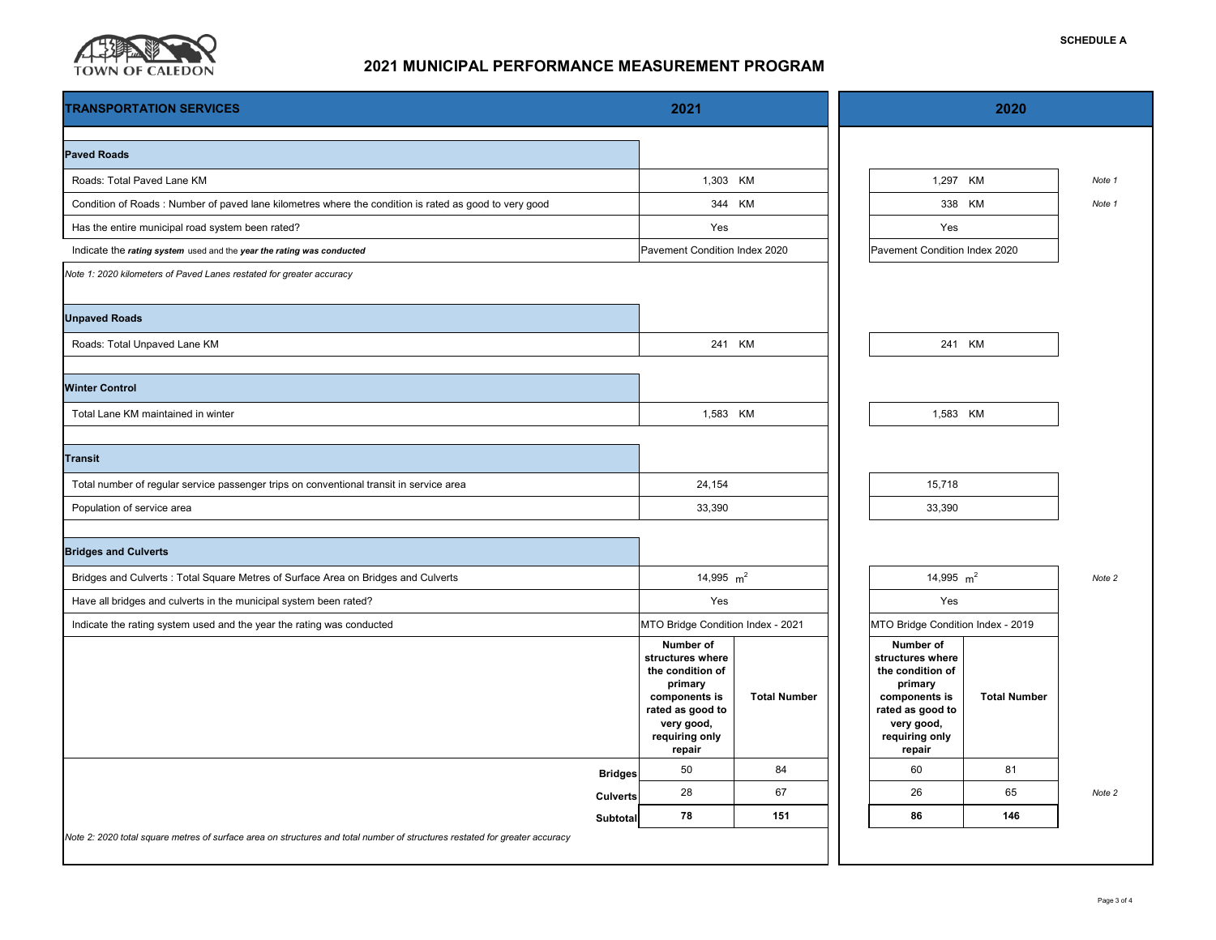SCHEDULE A

# 2021 MUNICIPAL PERFORMANCE MEASUREMENT PROGRAM

TOWN OF CALEDON

| TRANSPORTATION SERVICES | 2021 | | 2020 | | |
|---|---|---|---|---|---|
| **Paved Roads** | | | | | |
| Roads: Total Paved Lane KM | 1,303 KM | | 1,297 KM | | *Note 1* |
| Condition of Roads : Number of paved lane kilometres where the condition is rated as good to very good | 344 KM | | 338 KM | | *Note 1* |
| Has the entire municipal road system been rated? | Yes | | Yes | | |
| Indicate the ***rating system*** used and the ***year the rating was conducted*** | Pavement Condition Index 2020 | | Pavement Condition Index 2020 | | |

*Note 1: 2020 kilometers of Paved Lanes restated for greater accuracy*

| | 2021 | | 2020 | | |
|---|---|---|---|---|---|
| **Unpaved Roads** | | | | | |
| Roads: Total Unpaved Lane KM | 241 KM | | 241 KM | | |
| **Winter Control** | | | | | |
| Total Lane KM maintained in winter | 1,583 KM | | 1,583 KM | | |
| **Transit** | | | | | |
| Total number of regular service passenger trips on conventional transit in service area | 24,154 | | 15,718 | | |
| Population of service area | 33,390 | | 33,390 | | |
| **Bridges and Culverts** | | | | | |
| Bridges and Culverts : Total Square Metres of Surface Area on Bridges and Culverts | 14,995 $m^2$ | | 14,995 $m^2$ | | *Note 2* |
| Have all bridges and culverts in the municipal system been rated? | Yes | | Yes | | |
| Indicate the rating system used and the year the rating was conducted | MTO Bridge Condition Index - 2021 | | MTO Bridge Condition Index - 2019 | | |
| | **Number of structures where the condition of primary components is rated as good to very good, requiring only repair** | **Total Number** | **Number of structures where the condition of primary components is rated as good to very good, requiring only repair** | **Total Number** | |
| **Bridges** | 50 | 84 | 60 | 81 | |
| **Culverts** | 28 | 67 | 26 | 65 | *Note 2* |
| **Subtotal** | **78** | **151** | **86** | **146** | |

*Note 2: 2020 total square metres of surface area on structures and total number of structures restated for greater accuracy*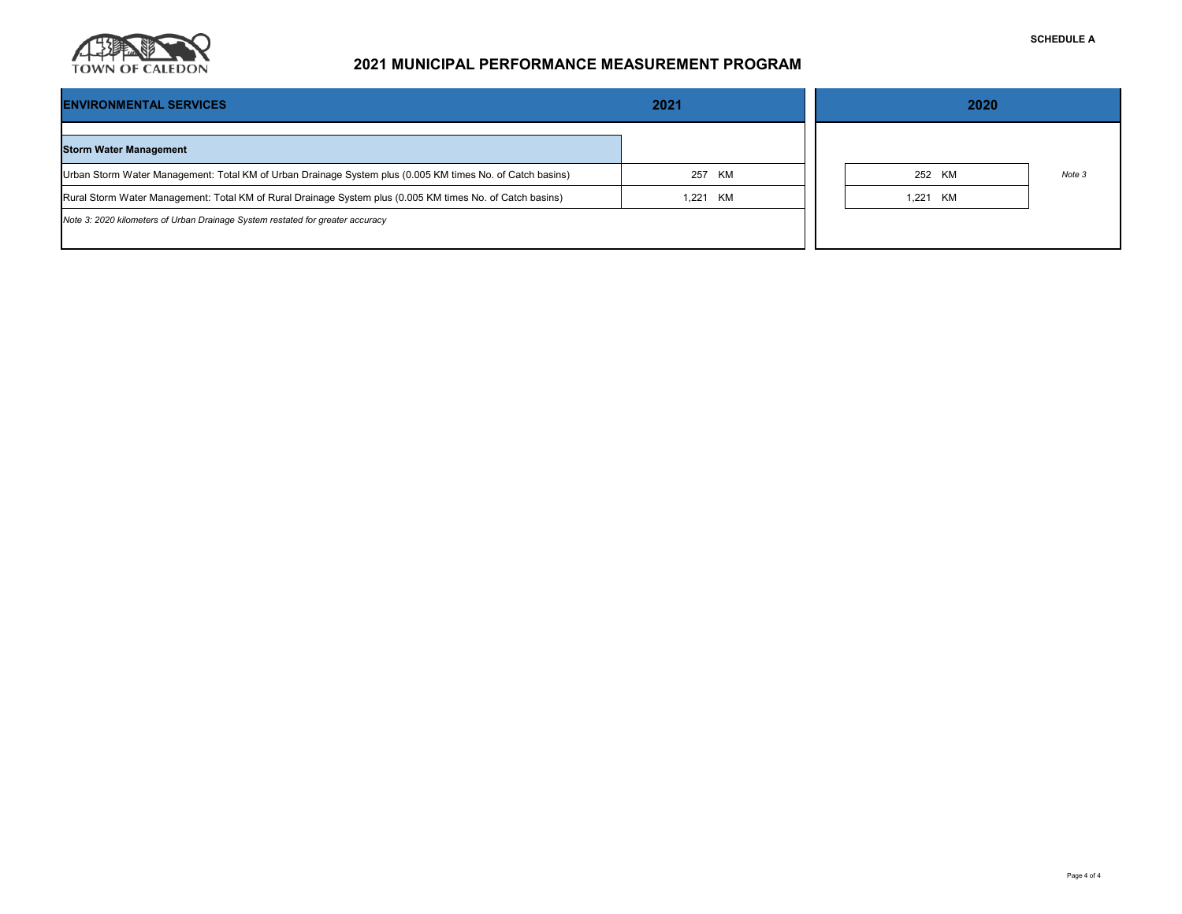SCHEDULE A

TOWN OF CALEDON

# 2021 MUNICIPAL PERFORMANCE MEASUREMENT PROGRAM

| ENVIRONMENTAL SERVICES | 2021 | 2020 | |
|---|---|---|---|
| **Storm Water Management** | | | |
| Urban Storm Water Management: Total KM of Urban Drainage System plus (0.005 KM times No. of Catch basins) | 257 KM | 252 KM | *Note 3* |
| Rural Storm Water Management: Total KM of Rural Drainage System plus (0.005 KM times No. of Catch basins) | 1,221 KM | 1,221 KM | |

*Note 3: 2020 kilometers of Urban Drainage System restated for greater accuracy*